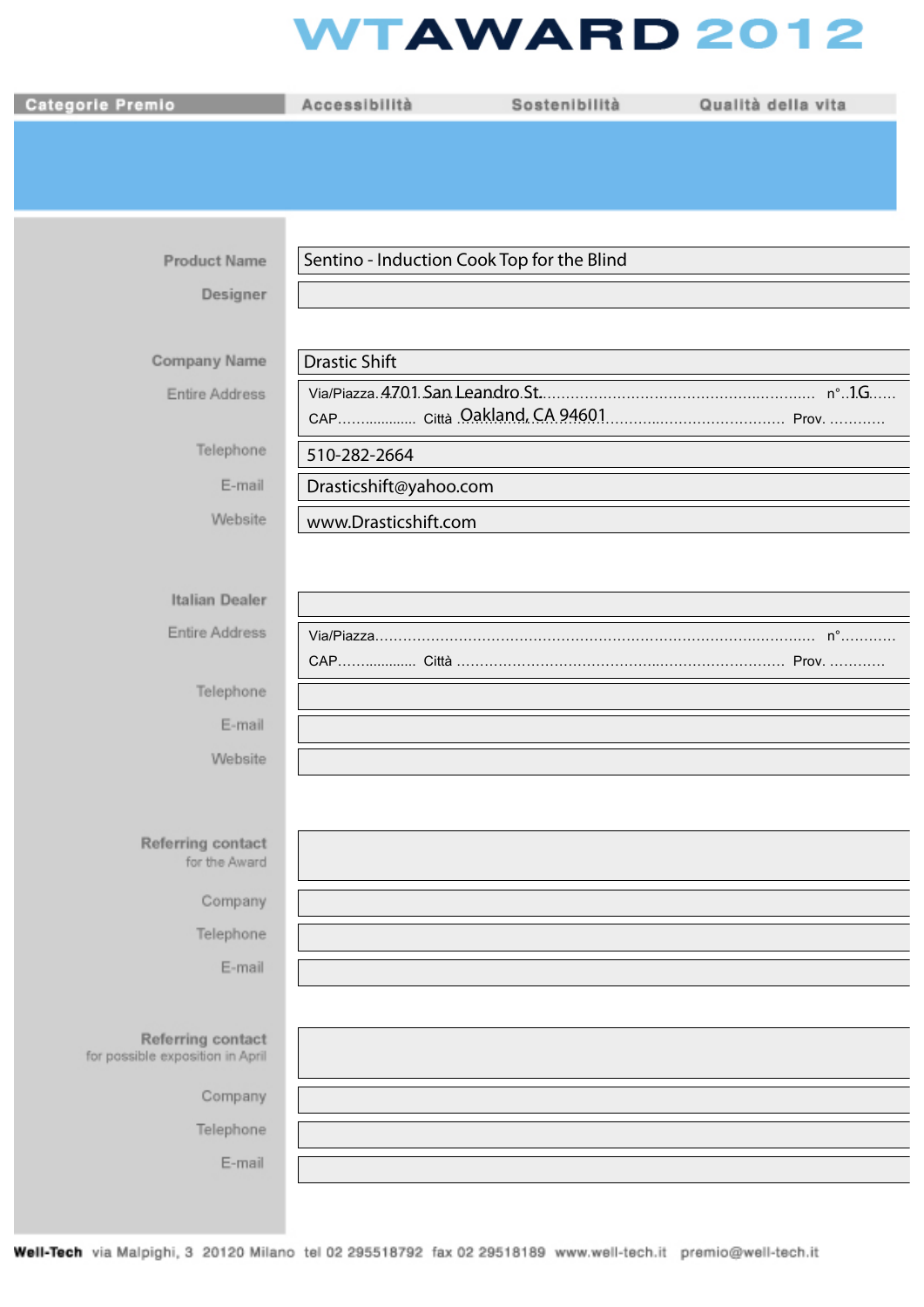# WTAWARD 2012

| Categorie Premio | Accessibilità | Sostenibilità | Qualità della vita |
|---|---|---|---|

**Product Name:** Sentino - Induction Cook Top for the Blind

**Designer:**

**Company Name:** Drastic Shift

**Entire Address:**
Via/Piazza 4701 San Leandro St. n° 1G
CAP Città Oakland, CA 94601 Prov.

**Telephone:** 510-282-2664

**E-mail:** Drasticshift@yahoo.com

**Website:** www.Drasticshift.com

**Italian Dealer:**

**Entire Address:**
Via/Piazza n°
CAP Città Prov.

**Telephone:**

**E-mail:**

**Website:**

**Referring contact** for the Award:

**Company:**

**Telephone:**

**E-mail:**

**Referring contact** for possible exposition in April:

**Company:**

**Telephone:**

**E-mail:**

**Well-Tech** via Malpighi, 3 20120 Milano tel 02 295518792 fax 02 29518189 www.well-tech.it premio@well-tech.it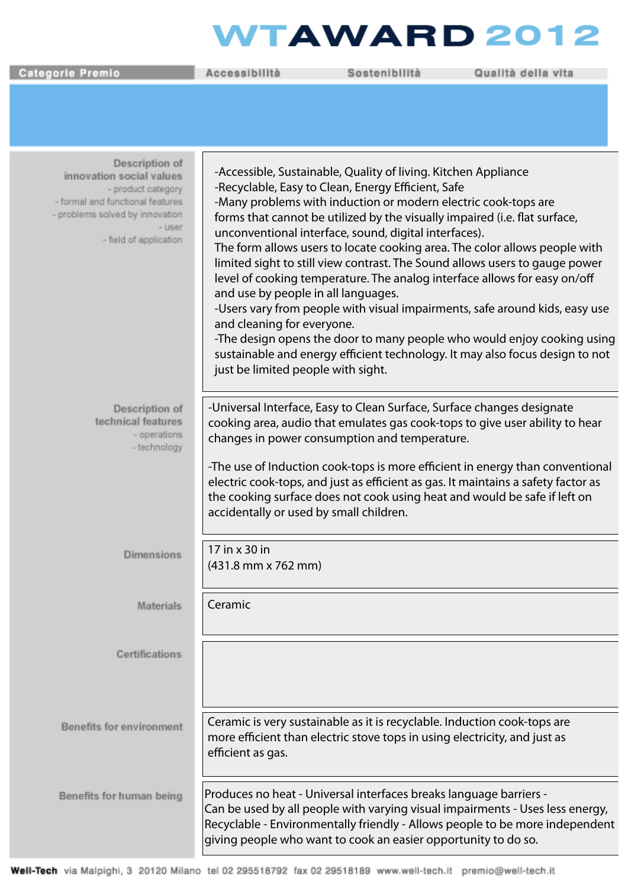# WTAWARD 2012

| Categorie Premio | Accessibilità | Sostenibilità | Qualità della vita |
|---|---|---|---|
| | | | |

| | |
|---|---|
| **Description of innovation social values**<br>- product category<br>- formal and functional features<br>- problems solved by innovation<br>- user<br>- field of application | -Accessible, Sustainable, Quality of living. Kitchen Appliance<br>-Recyclable, Easy to Clean, Energy Efficient, Safe<br>-Many problems with induction or modern electric cook-tops are forms that cannot be utilized by the visually impaired (i.e. flat surface, unconventional interface, sound, digital interfaces).<br>The form allows users to locate cooking area. The color allows people with limited sight to still view contrast. The Sound allows users to gauge power level of cooking temperature. The analog interface allows for easy on/off and use by people in all languages.<br>-Users vary from people with visual impairments, safe around kids, easy use and cleaning for everyone.<br>-The design opens the door to many people who would enjoy cooking using sustainable and energy efficient technology. It may also focus design to not just be limited people with sight. |
| **Description of technical features**<br>- operations<br>- technology | -Universal Interface, Easy to Clean Surface, Surface changes designate cooking area, audio that emulates gas cook-tops to give user ability to hear changes in power consumption and temperature.<br><br>-The use of Induction cook-tops is more efficient in energy than conventional electric cook-tops, and just as efficient as gas. It maintains a safety factor as the cooking surface does not cook using heat and would be safe if left on accidentally or used by small children. |
| **Dimensions** | 17 in x 30 in<br>(431.8 mm x 762 mm) |
| **Materials** | Ceramic |
| **Certifications** | |
| **Benefits for environment** | Ceramic is very sustainable as it is recyclable. Induction cook-tops are more efficient than electric stove tops in using electricity, and just as efficient as gas. |
| **Benefits for human being** | Produces no heat - Universal interfaces breaks language barriers - Can be used by all people with varying visual impairments - Uses less energy, Recyclable - Environmentally friendly - Allows people to be more independent giving people who want to cook an easier opportunity to do so. |

**Well-Tech** via Malpighi, 3 20120 Milano tel 02 295518792 fax 02 29518189 www.well-tech.it premio@well-tech.it